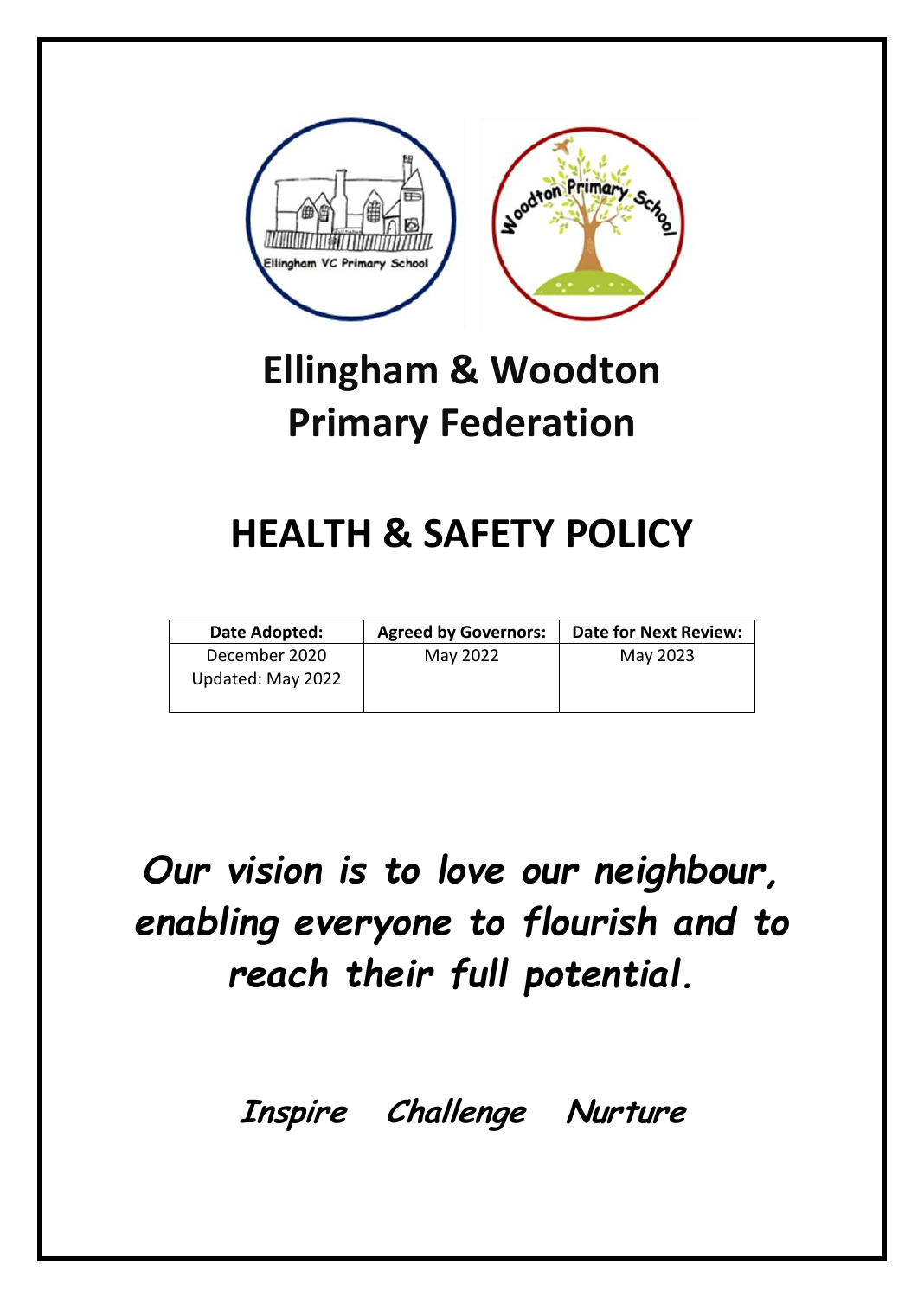# Ellingham & Woodton Primary Federation

# HEALTH & SAFETY POLICY

| Date Adopted: | Agreed by Governors: | Date for Next Review: |
|---|---|---|
| December 2020<br>Updated: May 2022 | May 2022 | May 2023 |

***Our vision is to love our neighbour, enabling everyone to flourish and to reach their full potential.***

***Inspire Challenge Nurture***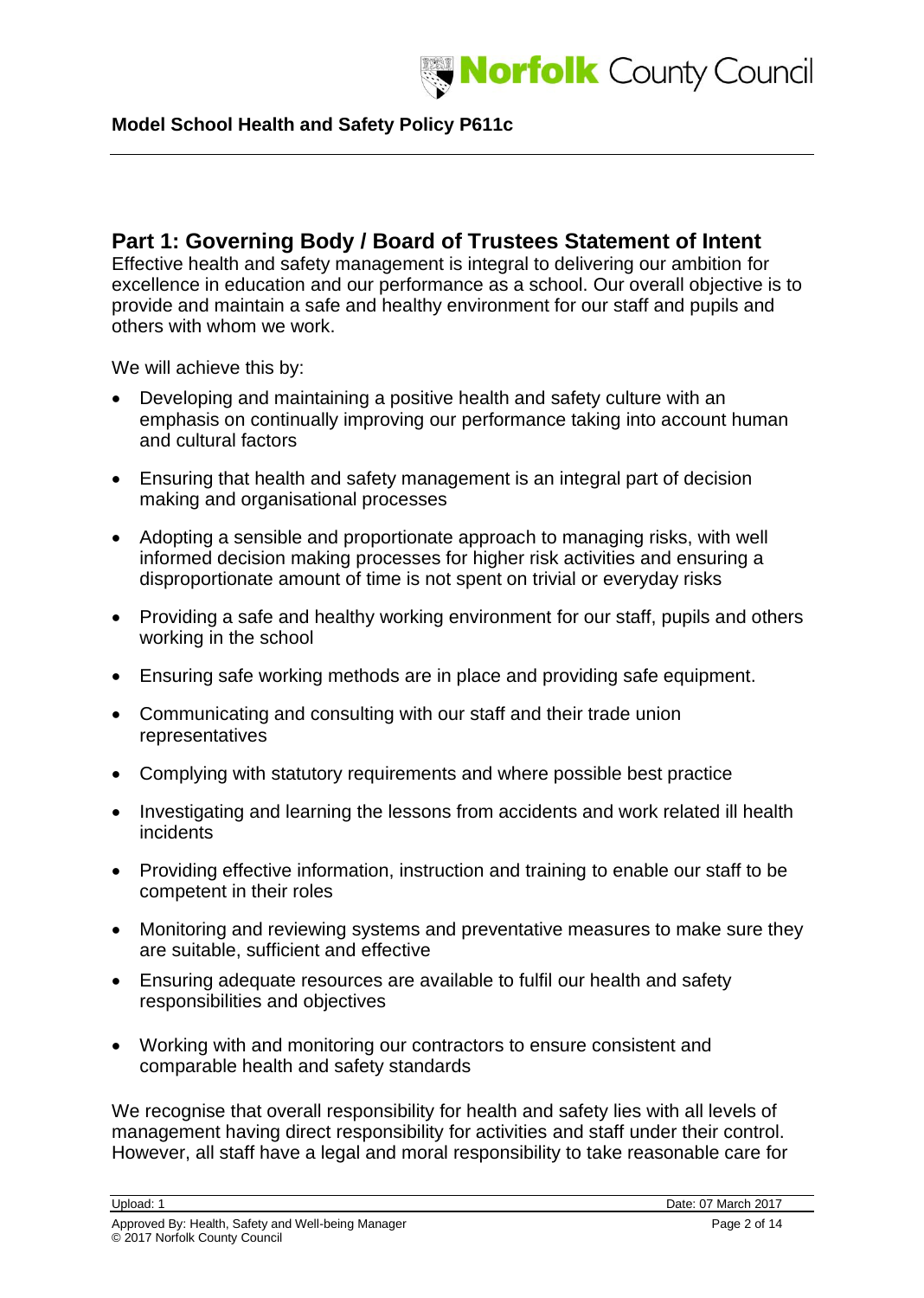## Part 1: Governing Body / Board of Trustees Statement of Intent

Effective health and safety management is integral to delivering our ambition for excellence in education and our performance as a school. Our overall objective is to provide and maintain a safe and healthy environment for our staff and pupils and others with whom we work.

We will achieve this by:

- Developing and maintaining a positive health and safety culture with an emphasis on continually improving our performance taking into account human and cultural factors
- Ensuring that health and safety management is an integral part of decision making and organisational processes
- Adopting a sensible and proportionate approach to managing risks, with well informed decision making processes for higher risk activities and ensuring a disproportionate amount of time is not spent on trivial or everyday risks
- Providing a safe and healthy working environment for our staff, pupils and others working in the school
- Ensuring safe working methods are in place and providing safe equipment.
- Communicating and consulting with our staff and their trade union representatives
- Complying with statutory requirements and where possible best practice
- Investigating and learning the lessons from accidents and work related ill health incidents
- Providing effective information, instruction and training to enable our staff to be competent in their roles
- Monitoring and reviewing systems and preventative measures to make sure they are suitable, sufficient and effective
- Ensuring adequate resources are available to fulfil our health and safety responsibilities and objectives
- Working with and monitoring our contractors to ensure consistent and comparable health and safety standards

We recognise that overall responsibility for health and safety lies with all levels of management having direct responsibility for activities and staff under their control. However, all staff have a legal and moral responsibility to take reasonable care for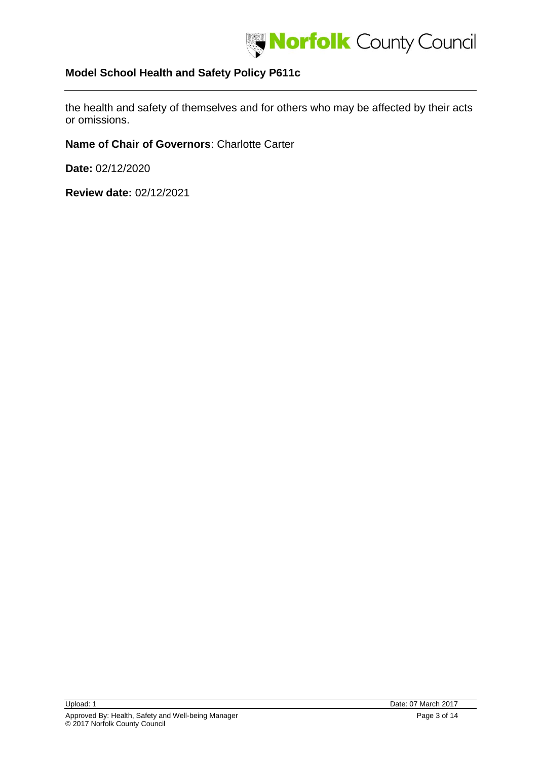the health and safety of themselves and for others who may be affected by their acts or omissions.

**Name of Chair of Governors**: Charlotte Carter

**Date:** 02/12/2020

**Review date:** 02/12/2021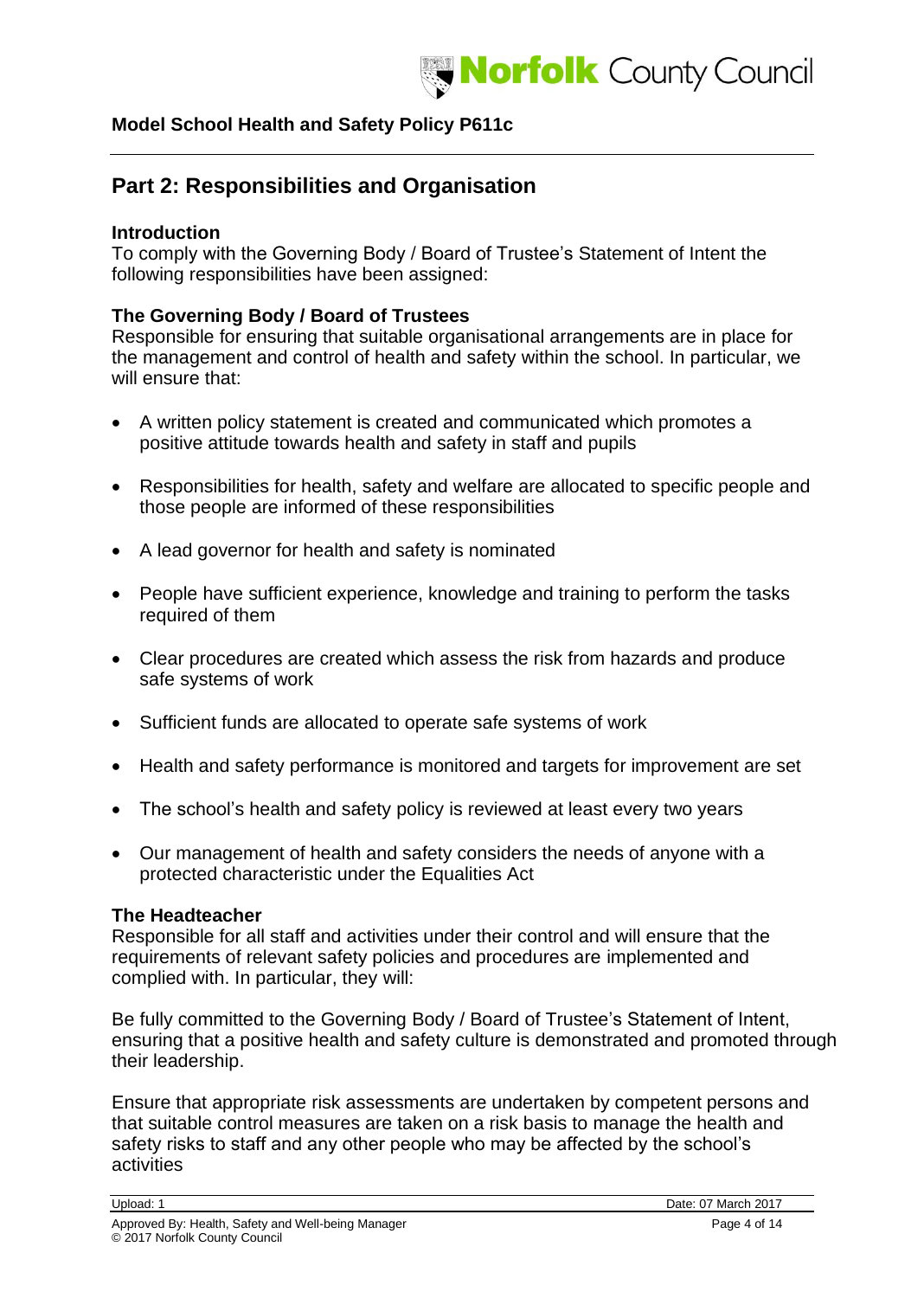## Part 2: Responsibilities and Organisation

**Introduction**
To comply with the Governing Body / Board of Trustee's Statement of Intent the following responsibilities have been assigned:

**The Governing Body / Board of Trustees**
Responsible for ensuring that suitable organisational arrangements are in place for the management and control of health and safety within the school. In particular, we will ensure that:

- A written policy statement is created and communicated which promotes a positive attitude towards health and safety in staff and pupils
- Responsibilities for health, safety and welfare are allocated to specific people and those people are informed of these responsibilities
- A lead governor for health and safety is nominated
- People have sufficient experience, knowledge and training to perform the tasks required of them
- Clear procedures are created which assess the risk from hazards and produce safe systems of work
- Sufficient funds are allocated to operate safe systems of work
- Health and safety performance is monitored and targets for improvement are set
- The school's health and safety policy is reviewed at least every two years
- Our management of health and safety considers the needs of anyone with a protected characteristic under the Equalities Act

**The Headteacher**
Responsible for all staff and activities under their control and will ensure that the requirements of relevant safety policies and procedures are implemented and complied with. In particular, they will:

Be fully committed to the Governing Body / Board of Trustee's Statement of Intent, ensuring that a positive health and safety culture is demonstrated and promoted through their leadership.

Ensure that appropriate risk assessments are undertaken by competent persons and that suitable control measures are taken on a risk basis to manage the health and safety risks to staff and any other people who may be affected by the school's activities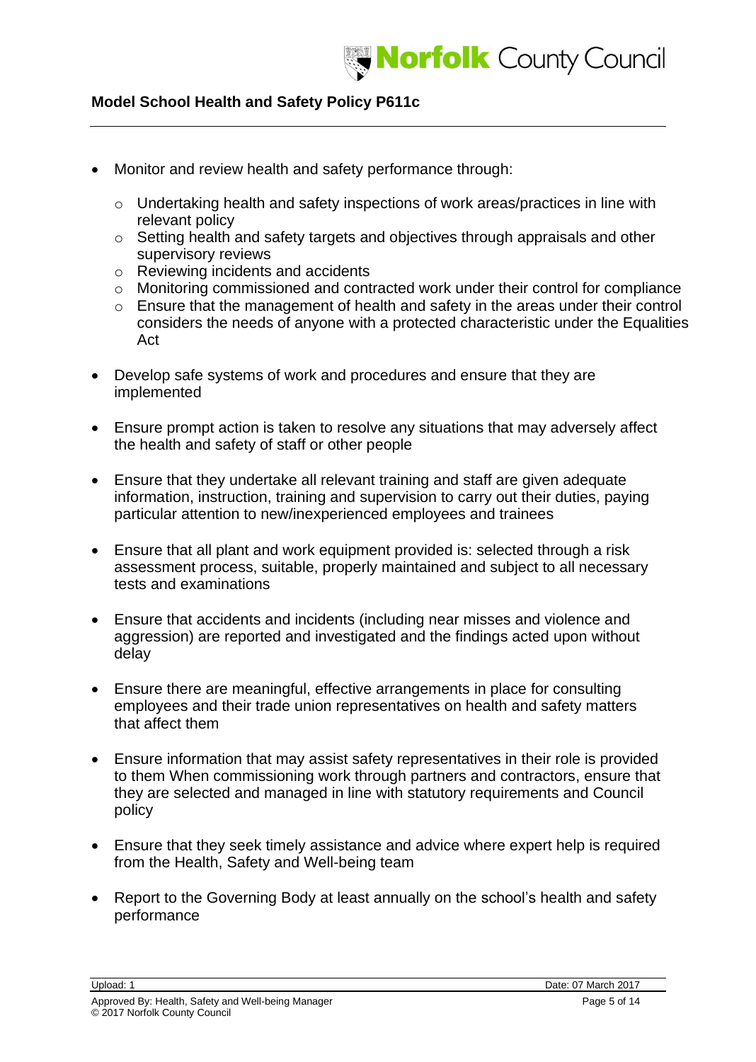- Monitor and review health and safety performance through:
  - Undertaking health and safety inspections of work areas/practices in line with relevant policy
  - Setting health and safety targets and objectives through appraisals and other supervisory reviews
  - Reviewing incidents and accidents
  - Monitoring commissioned and contracted work under their control for compliance
  - Ensure that the management of health and safety in the areas under their control considers the needs of anyone with a protected characteristic under the Equalities Act

- Develop safe systems of work and procedures and ensure that they are implemented

- Ensure prompt action is taken to resolve any situations that may adversely affect the health and safety of staff or other people

- Ensure that they undertake all relevant training and staff are given adequate information, instruction, training and supervision to carry out their duties, paying particular attention to new/inexperienced employees and trainees

- Ensure that all plant and work equipment provided is: selected through a risk assessment process, suitable, properly maintained and subject to all necessary tests and examinations

- Ensure that accidents and incidents (including near misses and violence and aggression) are reported and investigated and the findings acted upon without delay

- Ensure there are meaningful, effective arrangements in place for consulting employees and their trade union representatives on health and safety matters that affect them

- Ensure information that may assist safety representatives in their role is provided to them When commissioning work through partners and contractors, ensure that they are selected and managed in line with statutory requirements and Council policy

- Ensure that they seek timely assistance and advice where expert help is required from the Health, Safety and Well-being team

- Report to the Governing Body at least annually on the school's health and safety performance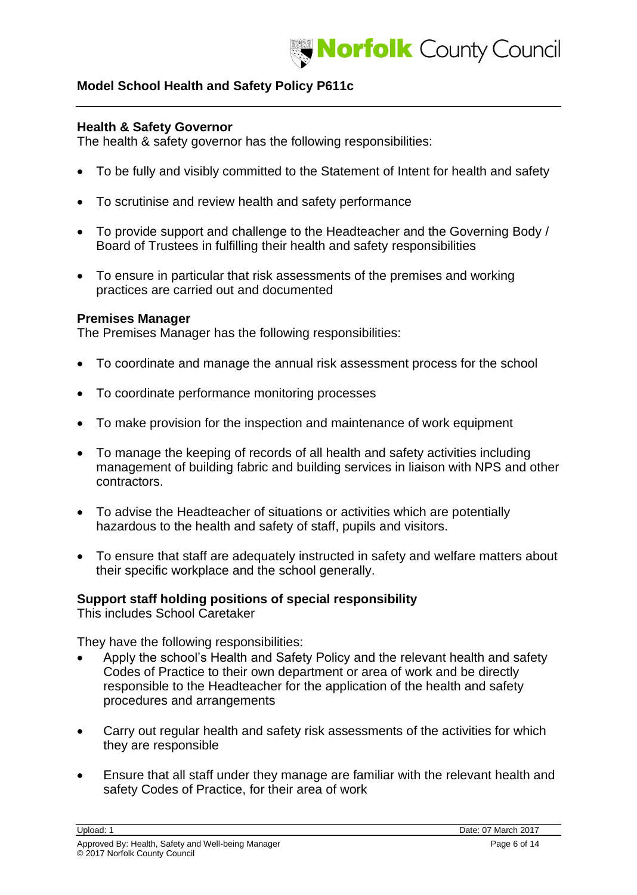**Health & Safety Governor**
The health & safety governor has the following responsibilities:

- To be fully and visibly committed to the Statement of Intent for health and safety
- To scrutinise and review health and safety performance
- To provide support and challenge to the Headteacher and the Governing Body / Board of Trustees in fulfilling their health and safety responsibilities
- To ensure in particular that risk assessments of the premises and working practices are carried out and documented

**Premises Manager**
The Premises Manager has the following responsibilities:

- To coordinate and manage the annual risk assessment process for the school
- To coordinate performance monitoring processes
- To make provision for the inspection and maintenance of work equipment
- To manage the keeping of records of all health and safety activities including management of building fabric and building services in liaison with NPS and other contractors.
- To advise the Headteacher of situations or activities which are potentially hazardous to the health and safety of staff, pupils and visitors.
- To ensure that staff are adequately instructed in safety and welfare matters about their specific workplace and the school generally.

**Support staff holding positions of special responsibility**
This includes School Caretaker

They have the following responsibilities:

- Apply the school's Health and Safety Policy and the relevant health and safety Codes of Practice to their own department or area of work and be directly responsible to the Headteacher for the application of the health and safety procedures and arrangements
- Carry out regular health and safety risk assessments of the activities for which they are responsible
- Ensure that all staff under they manage are familiar with the relevant health and safety Codes of Practice, for their area of work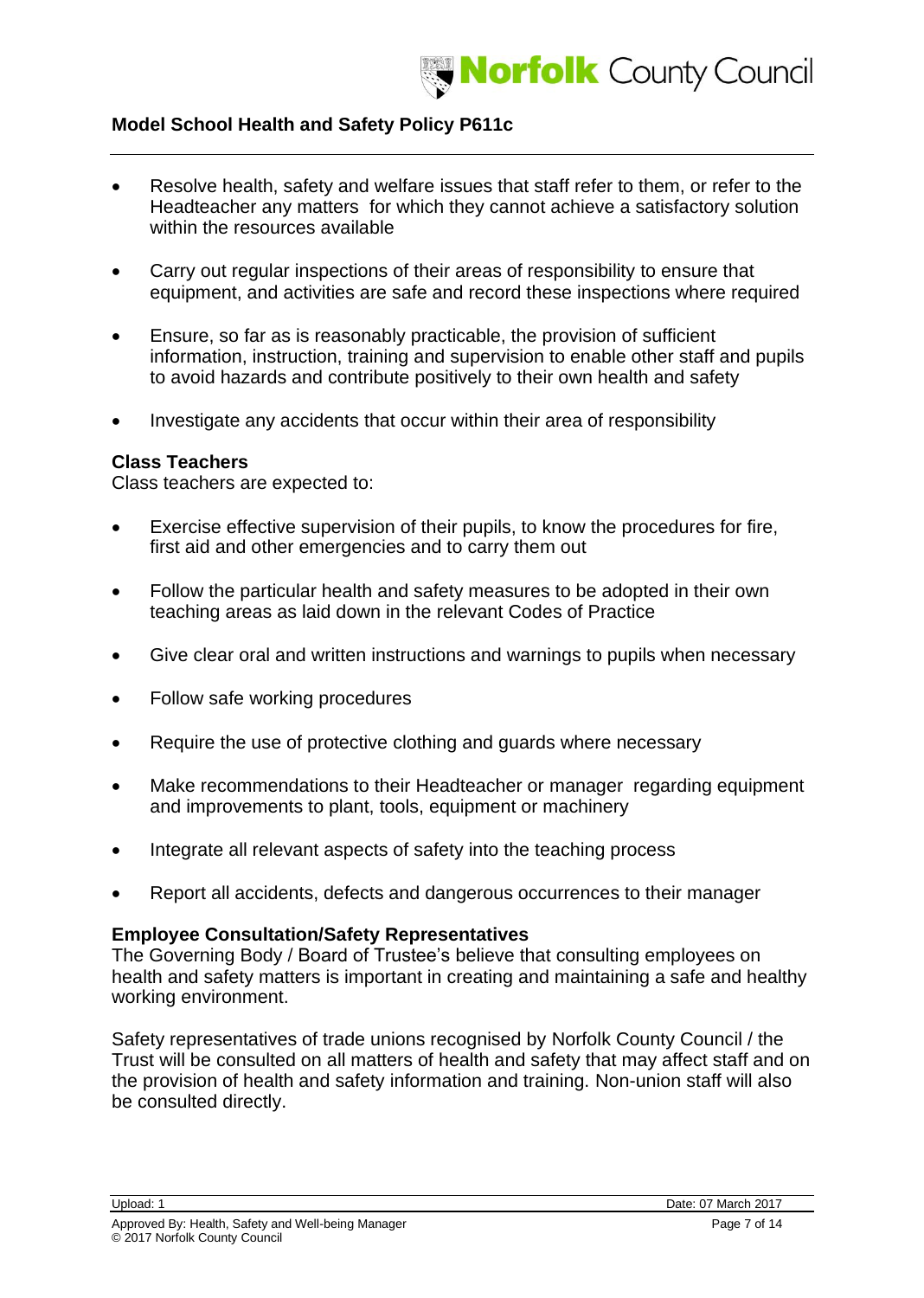- Resolve health, safety and welfare issues that staff refer to them, or refer to the Headteacher any matters for which they cannot achieve a satisfactory solution within the resources available

- Carry out regular inspections of their areas of responsibility to ensure that equipment, and activities are safe and record these inspections where required

- Ensure, so far as is reasonably practicable, the provision of sufficient information, instruction, training and supervision to enable other staff and pupils to avoid hazards and contribute positively to their own health and safety

- Investigate any accidents that occur within their area of responsibility

**Class Teachers**
Class teachers are expected to:

- Exercise effective supervision of their pupils, to know the procedures for fire, first aid and other emergencies and to carry them out

- Follow the particular health and safety measures to be adopted in their own teaching areas as laid down in the relevant Codes of Practice

- Give clear oral and written instructions and warnings to pupils when necessary

- Follow safe working procedures

- Require the use of protective clothing and guards where necessary

- Make recommendations to their Headteacher or manager regarding equipment and improvements to plant, tools, equipment or machinery

- Integrate all relevant aspects of safety into the teaching process

- Report all accidents, defects and dangerous occurrences to their manager

**Employee Consultation/Safety Representatives**
The Governing Body / Board of Trustee's believe that consulting employees on health and safety matters is important in creating and maintaining a safe and healthy working environment.

Safety representatives of trade unions recognised by Norfolk County Council / the Trust will be consulted on all matters of health and safety that may affect staff and on the provision of health and safety information and training. Non-union staff will also be consulted directly.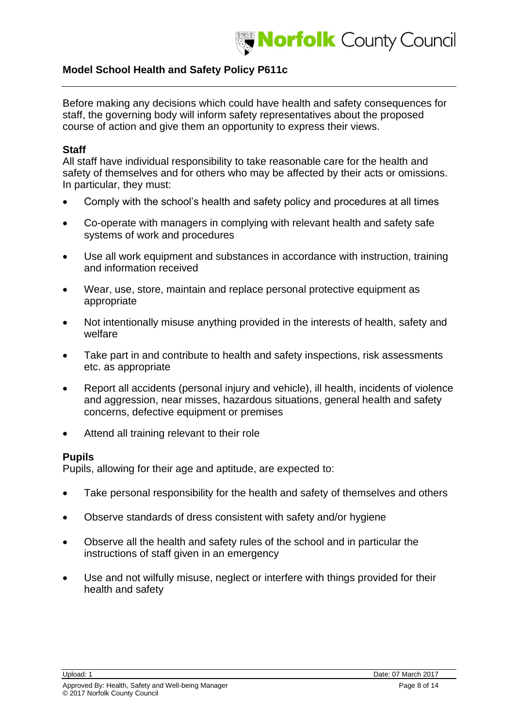Before making any decisions which could have health and safety consequences for staff, the governing body will inform safety representatives about the proposed course of action and give them an opportunity to express their views.

### Staff

All staff have individual responsibility to take reasonable care for the health and safety of themselves and for others who may be affected by their acts or omissions. In particular, they must:

- Comply with the school's health and safety policy and procedures at all times
- Co-operate with managers in complying with relevant health and safety safe systems of work and procedures
- Use all work equipment and substances in accordance with instruction, training and information received
- Wear, use, store, maintain and replace personal protective equipment as appropriate
- Not intentionally misuse anything provided in the interests of health, safety and welfare
- Take part in and contribute to health and safety inspections, risk assessments etc. as appropriate
- Report all accidents (personal injury and vehicle), ill health, incidents of violence and aggression, near misses, hazardous situations, general health and safety concerns, defective equipment or premises
- Attend all training relevant to their role

### Pupils

Pupils, allowing for their age and aptitude, are expected to:

- Take personal responsibility for the health and safety of themselves and others
- Observe standards of dress consistent with safety and/or hygiene
- Observe all the health and safety rules of the school and in particular the instructions of staff given in an emergency
- Use and not wilfully misuse, neglect or interfere with things provided for their health and safety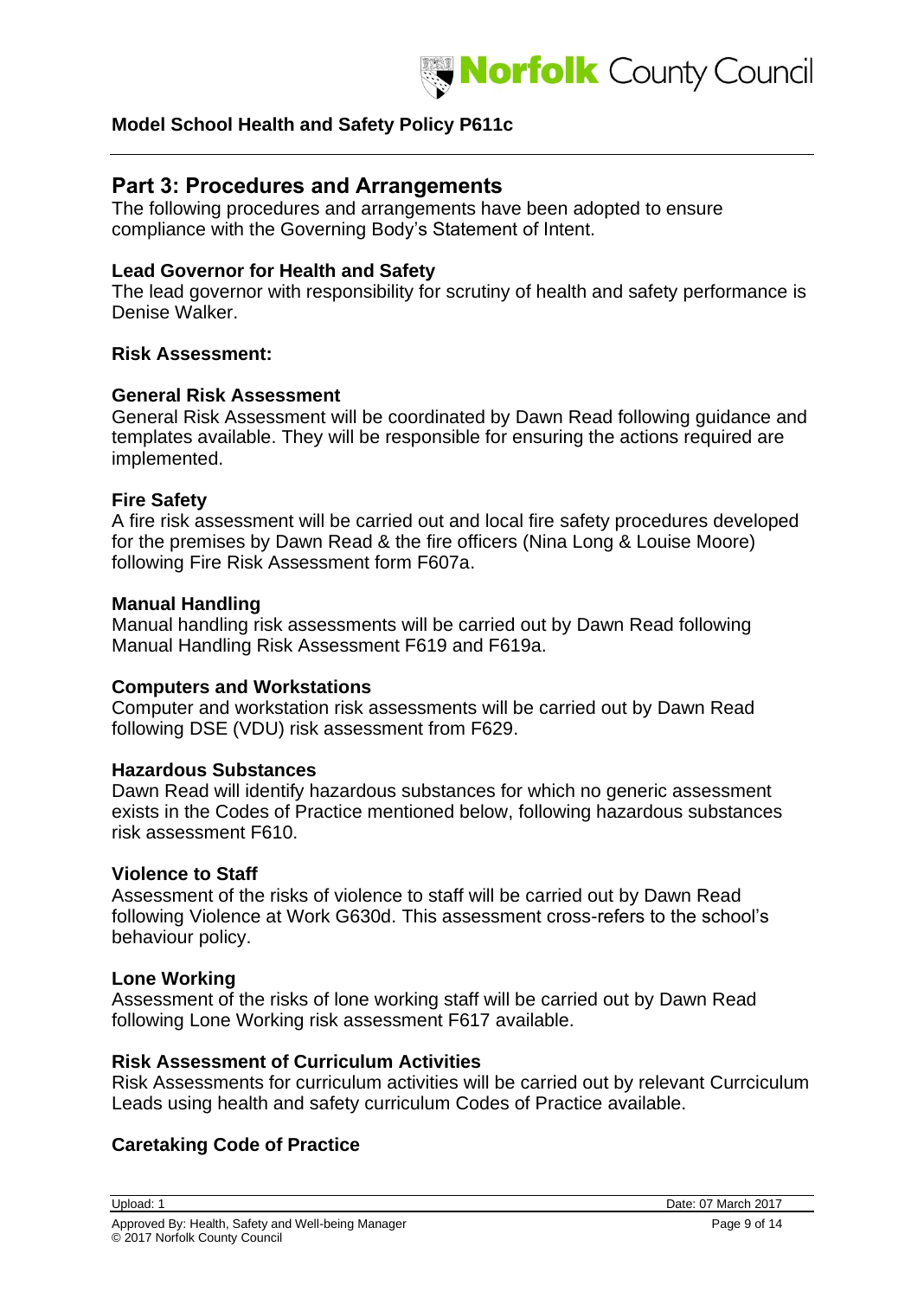## Part 3: Procedures and Arrangements

The following procedures and arrangements have been adopted to ensure compliance with the Governing Body's Statement of Intent.

**Lead Governor for Health and Safety**

The lead governor with responsibility for scrutiny of health and safety performance is Denise Walker.

**Risk Assessment:**

**General Risk Assessment**

General Risk Assessment will be coordinated by Dawn Read following guidance and templates available. They will be responsible for ensuring the actions required are implemented.

**Fire Safety**

A fire risk assessment will be carried out and local fire safety procedures developed for the premises by Dawn Read & the fire officers (Nina Long & Louise Moore) following Fire Risk Assessment form F607a.

**Manual Handling**

Manual handling risk assessments will be carried out by Dawn Read following Manual Handling Risk Assessment F619 and F619a.

**Computers and Workstations**

Computer and workstation risk assessments will be carried out by Dawn Read following DSE (VDU) risk assessment from F629.

**Hazardous Substances**

Dawn Read will identify hazardous substances for which no generic assessment exists in the Codes of Practice mentioned below, following hazardous substances risk assessment F610.

**Violence to Staff**

Assessment of the risks of violence to staff will be carried out by Dawn Read following Violence at Work G630d. This assessment cross-refers to the school's behaviour policy.

**Lone Working**

Assessment of the risks of lone working staff will be carried out by Dawn Read following Lone Working risk assessment F617 available.

**Risk Assessment of Curriculum Activities**

Risk Assessments for curriculum activities will be carried out by relevant Currciculum Leads using health and safety curriculum Codes of Practice available.

**Caretaking Code of Practice**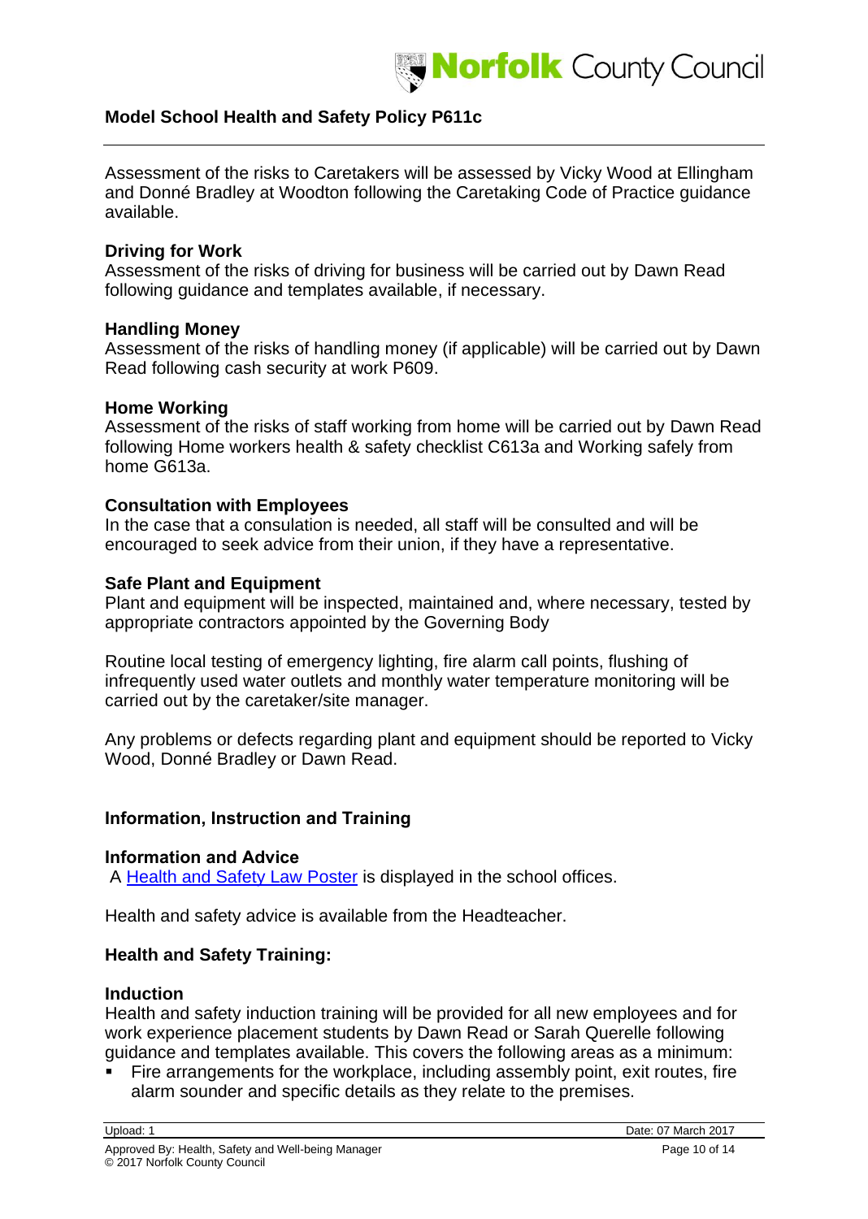Assessment of the risks to Caretakers will be assessed by Vicky Wood at Ellingham and Donné Bradley at Woodton following the Caretaking Code of Practice guidance available.

**Driving for Work**
Assessment of the risks of driving for business will be carried out by Dawn Read following guidance and templates available, if necessary.

**Handling Money**
Assessment of the risks of handling money (if applicable) will be carried out by Dawn Read following cash security at work P609.

**Home Working**
Assessment of the risks of staff working from home will be carried out by Dawn Read following Home workers health & safety checklist C613a and Working safely from home G613a.

**Consultation with Employees**
In the case that a consulation is needed, all staff will be consulted and will be encouraged to seek advice from their union, if they have a representative.

**Safe Plant and Equipment**
Plant and equipment will be inspected, maintained and, where necessary, tested by appropriate contractors appointed by the Governing Body

Routine local testing of emergency lighting, fire alarm call points, flushing of infrequently used water outlets and monthly water temperature monitoring will be carried out by the caretaker/site manager.

Any problems or defects regarding plant and equipment should be reported to Vicky Wood, Donné Bradley or Dawn Read.

## Information, Instruction and Training

**Information and Advice**
A Health and Safety Law Poster is displayed in the school offices.

Health and safety advice is available from the Headteacher.

### Health and Safety Training:

**Induction**
Health and safety induction training will be provided for all new employees and for work experience placement students by Dawn Read or Sarah Querelle following guidance and templates available. This covers the following areas as a minimum:

- Fire arrangements for the workplace, including assembly point, exit routes, fire alarm sounder and specific details as they relate to the premises.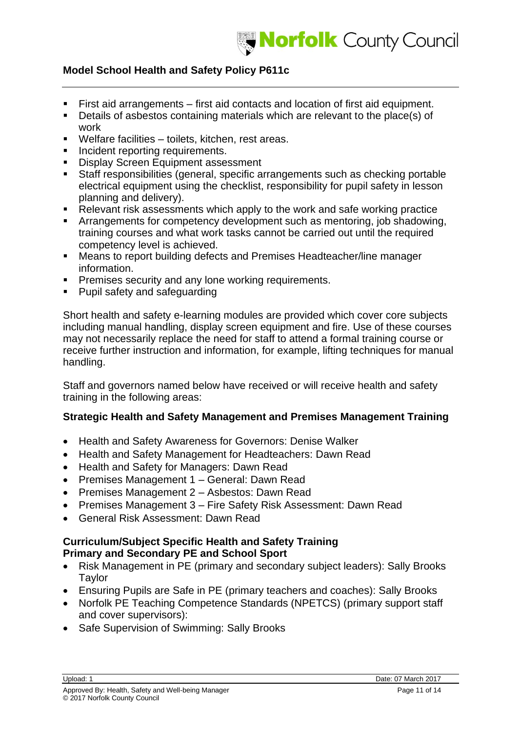- First aid arrangements – first aid contacts and location of first aid equipment.
- Details of asbestos containing materials which are relevant to the place(s) of work
- Welfare facilities – toilets, kitchen, rest areas.
- Incident reporting requirements.
- Display Screen Equipment assessment
- Staff responsibilities (general, specific arrangements such as checking portable electrical equipment using the checklist, responsibility for pupil safety in lesson planning and delivery).
- Relevant risk assessments which apply to the work and safe working practice
- Arrangements for competency development such as mentoring, job shadowing, training courses and what work tasks cannot be carried out until the required competency level is achieved.
- Means to report building defects and Premises Headteacher/line manager information.
- Premises security and any lone working requirements.
- Pupil safety and safeguarding

Short health and safety e-learning modules are provided which cover core subjects including manual handling, display screen equipment and fire. Use of these courses may not necessarily replace the need for staff to attend a formal training course or receive further instruction and information, for example, lifting techniques for manual handling.

Staff and governors named below have received or will receive health and safety training in the following areas:

**Strategic Health and Safety Management and Premises Management Training**

- Health and Safety Awareness for Governors: Denise Walker
- Health and Safety Management for Headteachers: Dawn Read
- Health and Safety for Managers: Dawn Read
- Premises Management 1 – General: Dawn Read
- Premises Management 2 – Asbestos: Dawn Read
- Premises Management 3 – Fire Safety Risk Assessment: Dawn Read
- General Risk Assessment: Dawn Read

**Curriculum/Subject Specific Health and Safety Training**
**Primary and Secondary PE and School Sport**

- Risk Management in PE (primary and secondary subject leaders): Sally Brooks Taylor
- Ensuring Pupils are Safe in PE (primary teachers and coaches): Sally Brooks
- Norfolk PE Teaching Competence Standards (NPETCS) (primary support staff and cover supervisors):
- Safe Supervision of Swimming: Sally Brooks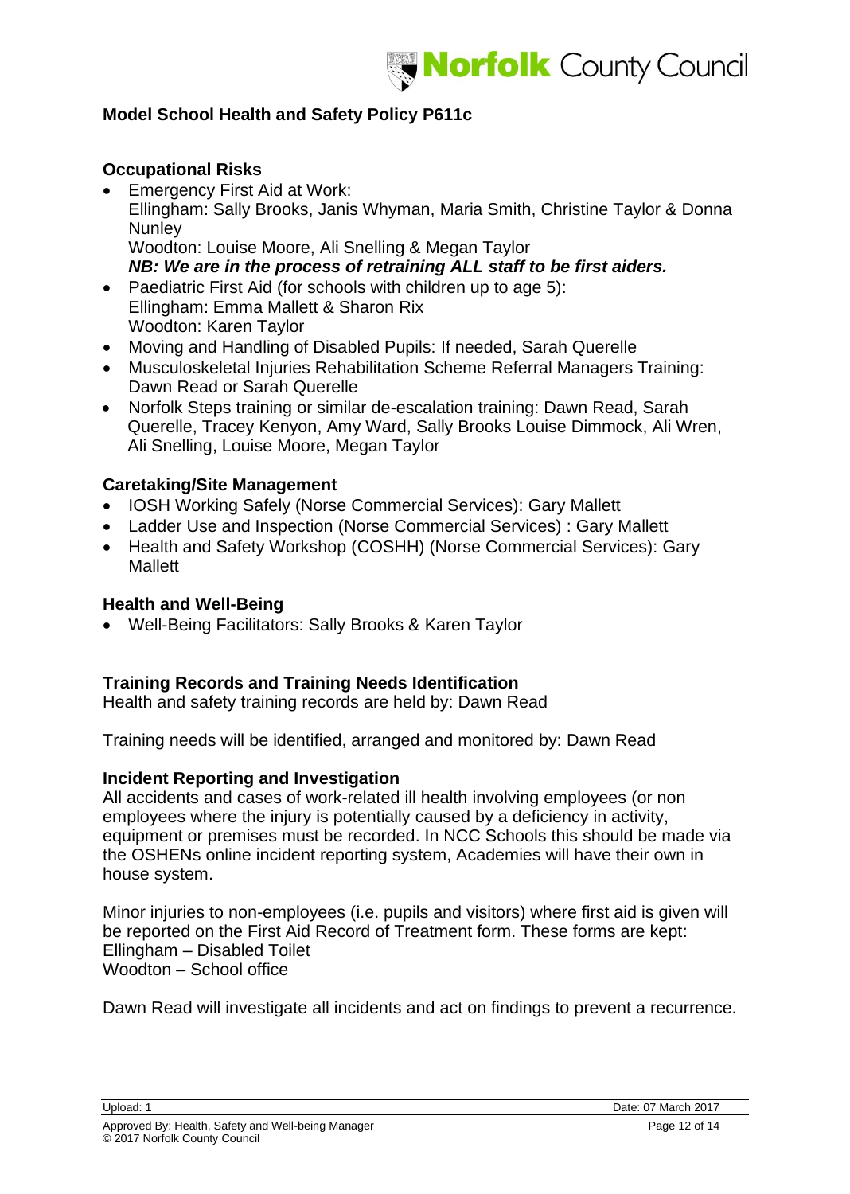### Occupational Risks

- Emergency First Aid at Work:
  Ellingham: Sally Brooks, Janis Whyman, Maria Smith, Christine Taylor & Donna Nunley
  Woodton: Louise Moore, Ali Snelling & Megan Taylor
  ***NB: We are in the process of retraining ALL staff to be first aiders.***
- Paediatric First Aid (for schools with children up to age 5):
  Ellingham: Emma Mallett & Sharon Rix
  Woodton: Karen Taylor
- Moving and Handling of Disabled Pupils: If needed, Sarah Querelle
- Musculoskeletal Injuries Rehabilitation Scheme Referral Managers Training: Dawn Read or Sarah Querelle
- Norfolk Steps training or similar de-escalation training: Dawn Read, Sarah Querelle, Tracey Kenyon, Amy Ward, Sally Brooks Louise Dimmock, Ali Wren, Ali Snelling, Louise Moore, Megan Taylor

### Caretaking/Site Management

- IOSH Working Safely (Norse Commercial Services): Gary Mallett
- Ladder Use and Inspection (Norse Commercial Services) : Gary Mallett
- Health and Safety Workshop (COSHH) (Norse Commercial Services): Gary Mallett

### Health and Well-Being

- Well-Being Facilitators: Sally Brooks & Karen Taylor

### Training Records and Training Needs Identification

Health and safety training records are held by: Dawn Read

Training needs will be identified, arranged and monitored by: Dawn Read

### Incident Reporting and Investigation

All accidents and cases of work-related ill health involving employees (or non employees where the injury is potentially caused by a deficiency in activity, equipment or premises must be recorded. In NCC Schools this should be made via the OSHENs online incident reporting system, Academies will have their own in house system.

Minor injuries to non-employees (i.e. pupils and visitors) where first aid is given will be reported on the First Aid Record of Treatment form. These forms are kept:
Ellingham – Disabled Toilet
Woodton – School office

Dawn Read will investigate all incidents and act on findings to prevent a recurrence.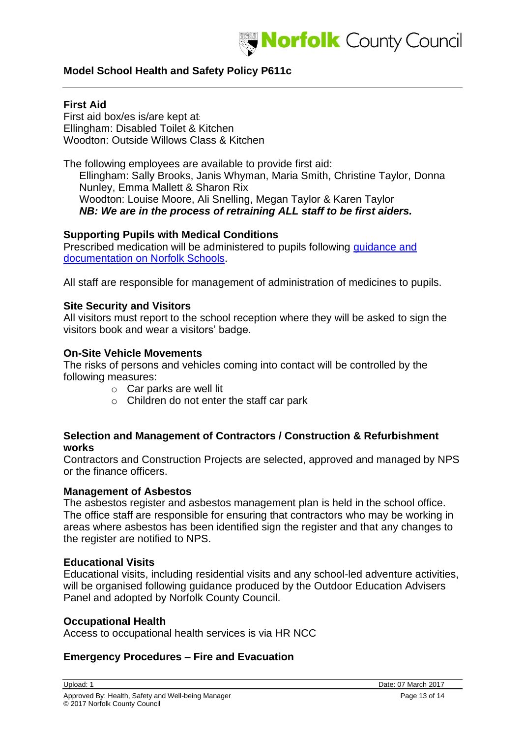### First Aid

First aid box/es is/are kept at:
Ellingham: Disabled Toilet & Kitchen
Woodton: Outside Willows Class & Kitchen

The following employees are available to provide first aid:

Ellingham: Sally Brooks, Janis Whyman, Maria Smith, Christine Taylor, Donna Nunley, Emma Mallett & Sharon Rix
Woodton: Louise Moore, Ali Snelling, Megan Taylor & Karen Taylor
***NB: We are in the process of retraining ALL staff to be first aiders.***

### Supporting Pupils with Medical Conditions

Prescribed medication will be administered to pupils following guidance and documentation on Norfolk Schools.

All staff are responsible for management of administration of medicines to pupils.

### Site Security and Visitors

All visitors must report to the school reception where they will be asked to sign the visitors book and wear a visitors' badge.

### On-Site Vehicle Movements

The risks of persons and vehicles coming into contact will be controlled by the following measures:

- Car parks are well lit
- Children do not enter the staff car park

### Selection and Management of Contractors / Construction & Refurbishment works

Contractors and Construction Projects are selected, approved and managed by NPS or the finance officers.

### Management of Asbestos

The asbestos register and asbestos management plan is held in the school office. The office staff are responsible for ensuring that contractors who may be working in areas where asbestos has been identified sign the register and that any changes to the register are notified to NPS.

### Educational Visits

Educational visits, including residential visits and any school-led adventure activities, will be organised following guidance produced by the Outdoor Education Advisers Panel and adopted by Norfolk County Council.

### Occupational Health

Access to occupational health services is via HR NCC

### Emergency Procedures – Fire and Evacuation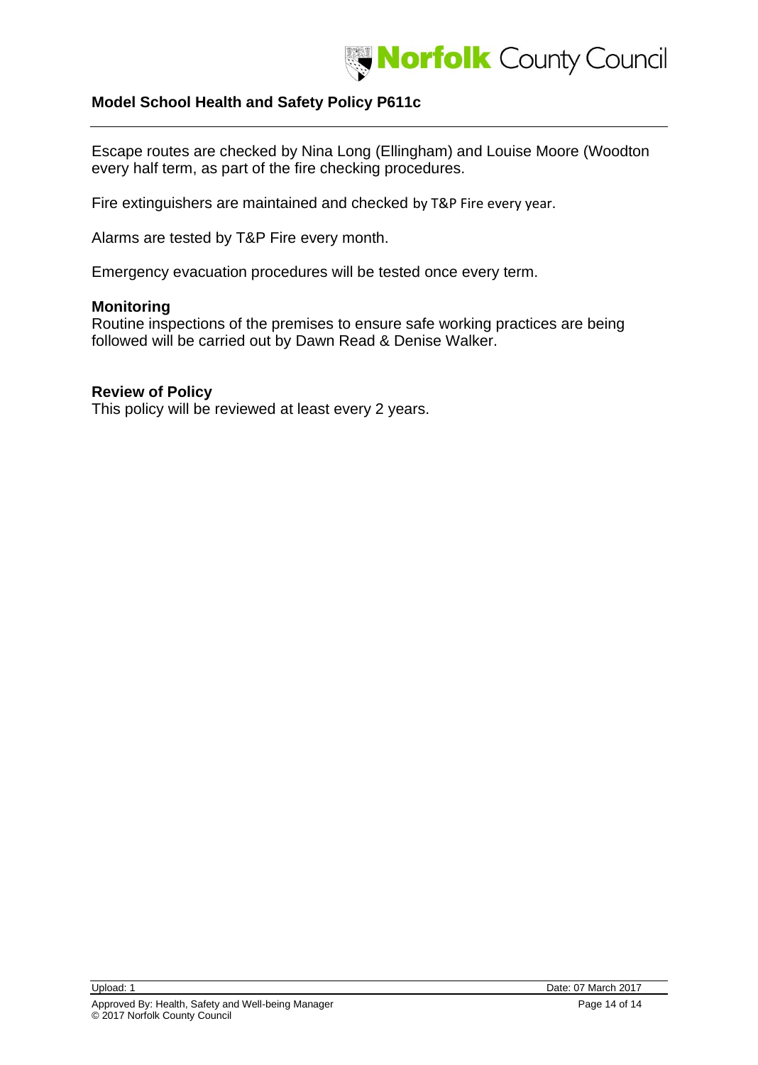Escape routes are checked by Nina Long (Ellingham) and Louise Moore (Woodton every half term, as part of the fire checking procedures.

Fire extinguishers are maintained and checked by T&P Fire every year.

Alarms are tested by T&P Fire every month.

Emergency evacuation procedures will be tested once every term.

**Monitoring**

Routine inspections of the premises to ensure safe working practices are being followed will be carried out by Dawn Read & Denise Walker.

**Review of Policy**

This policy will be reviewed at least every 2 years.